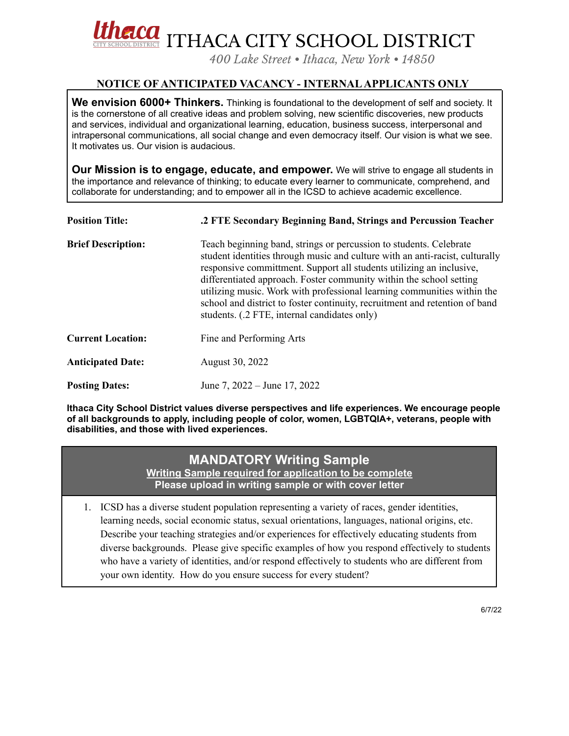# ITHACA CITY SCHOOL DISTRICT

*400 Lake Street • Ithaca, New York • 14850*

## NOTICE OF ANTICIPATED VACANCY - INTERNAL APPLICANTS ONLY

**We envision 6000+ Thinkers.** Thinking is foundational to the development of self and society. It is the cornerstone of all creative ideas and problem solving, new scientific discoveries, new products and services, individual and organizational learning, education, business success, interpersonal and intrapersonal communications, all social change and even democracy itself. Our vision is what we see. It motivates us. Our vision is audacious.

**Our Mission is to engage, educate, and empower.** We will strive to engage all students in the importance and relevance of thinking; to educate every learner to communicate, comprehend, and collaborate for understanding; and to empower all in the ICSD to achieve academic excellence.

| | |
|---|---|
| **Position Title:** | **.2 FTE Secondary Beginning Band, Strings and Percussion Teacher** |
| **Brief Description:** | Teach beginning band, strings or percussion to students. Celebrate student identities through music and culture with an anti-racist, culturally responsive committment. Support all students utilizing an inclusive, differentiated approach. Foster community within the school setting utilizing music. Work with professional learning communities within the school and district to foster continuity, recruitment and retention of band students. (.2 FTE, internal candidates only) |
| **Current Location:** | Fine and Performing Arts |
| **Anticipated Date:** | August 30, 2022 |
| **Posting Dates:** | June 7, 2022 – June 17, 2022 |

**Ithaca City School District values diverse perspectives and life experiences. We encourage people of all backgrounds to apply, including people of color, women, LGBTQIA+, veterans, people with disabilities, and those with lived experiences.**

## MANDATORY Writing Sample

**Writing Sample required for application to be complete**

**Please upload in writing sample or with cover letter**

1. ICSD has a diverse student population representing a variety of races, gender identities, learning needs, social economic status, sexual orientations, languages, national origins, etc. Describe your teaching strategies and/or experiences for effectively educating students from diverse backgrounds. Please give specific examples of how you respond effectively to students who have a variety of identities, and/or respond effectively to students who are different from your own identity. How do you ensure success for every student?

6/7/22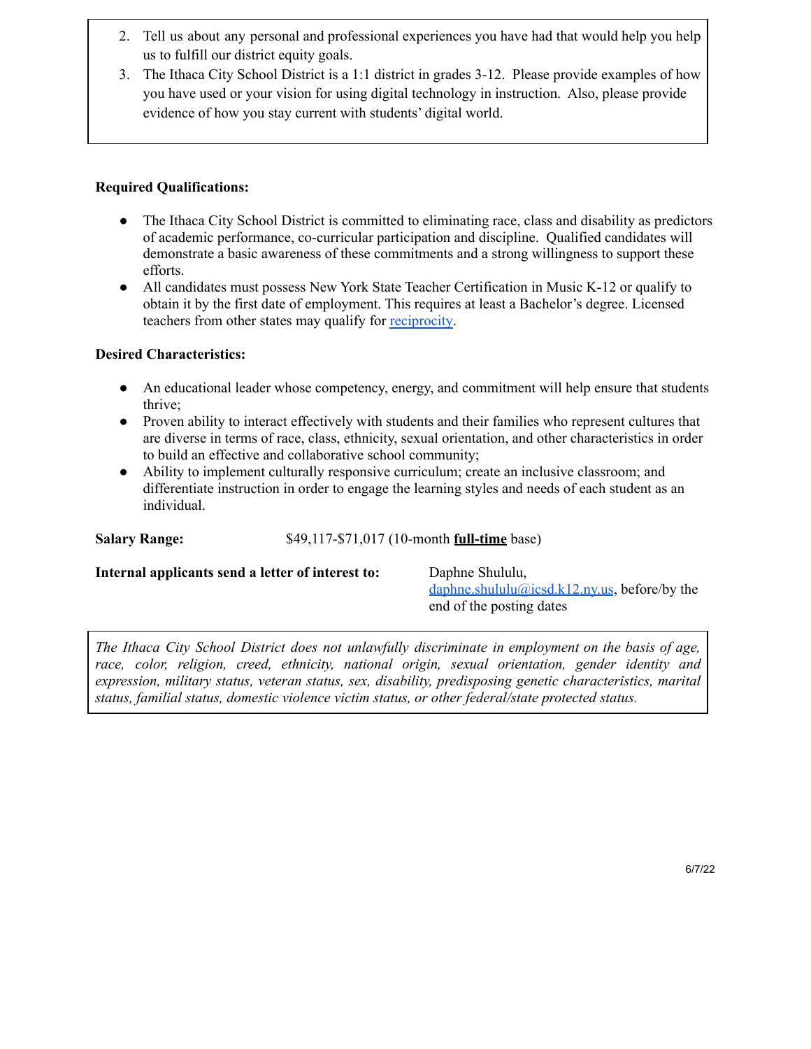2. Tell us about any personal and professional experiences you have had that would help you help us to fulfill our district equity goals.
3. The Ithaca City School District is a 1:1 district in grades 3-12. Please provide examples of how you have used or your vision for using digital technology in instruction. Also, please provide evidence of how you stay current with students' digital world.

**Required Qualifications:**

- The Ithaca City School District is committed to eliminating race, class and disability as predictors of academic performance, co-curricular participation and discipline. Qualified candidates will demonstrate a basic awareness of these commitments and a strong willingness to support these efforts.
- All candidates must possess New York State Teacher Certification in Music K-12 or qualify to obtain it by the first date of employment. This requires at least a Bachelor's degree. Licensed teachers from other states may qualify for reciprocity.

**Desired Characteristics:**

- An educational leader whose competency, energy, and commitment will help ensure that students thrive;
- Proven ability to interact effectively with students and their families who represent cultures that are diverse in terms of race, class, ethnicity, sexual orientation, and other characteristics in order to build an effective and collaborative school community;
- Ability to implement culturally responsive curriculum; create an inclusive classroom; and differentiate instruction in order to engage the learning styles and needs of each student as an individual.

**Salary Range:** $49,117-$71,017 (10-month **full-time** base)

**Internal applicants send a letter of interest to:** Daphne Shululu, daphne.shululu@icsd.k12.ny.us, before/by the end of the posting dates

*The Ithaca City School District does not unlawfully discriminate in employment on the basis of age, race, color, religion, creed, ethnicity, national origin, sexual orientation, gender identity and expression, military status, veteran status, sex, disability, predisposing genetic characteristics, marital status, familial status, domestic violence victim status, or other federal/state protected status.*

6/7/22